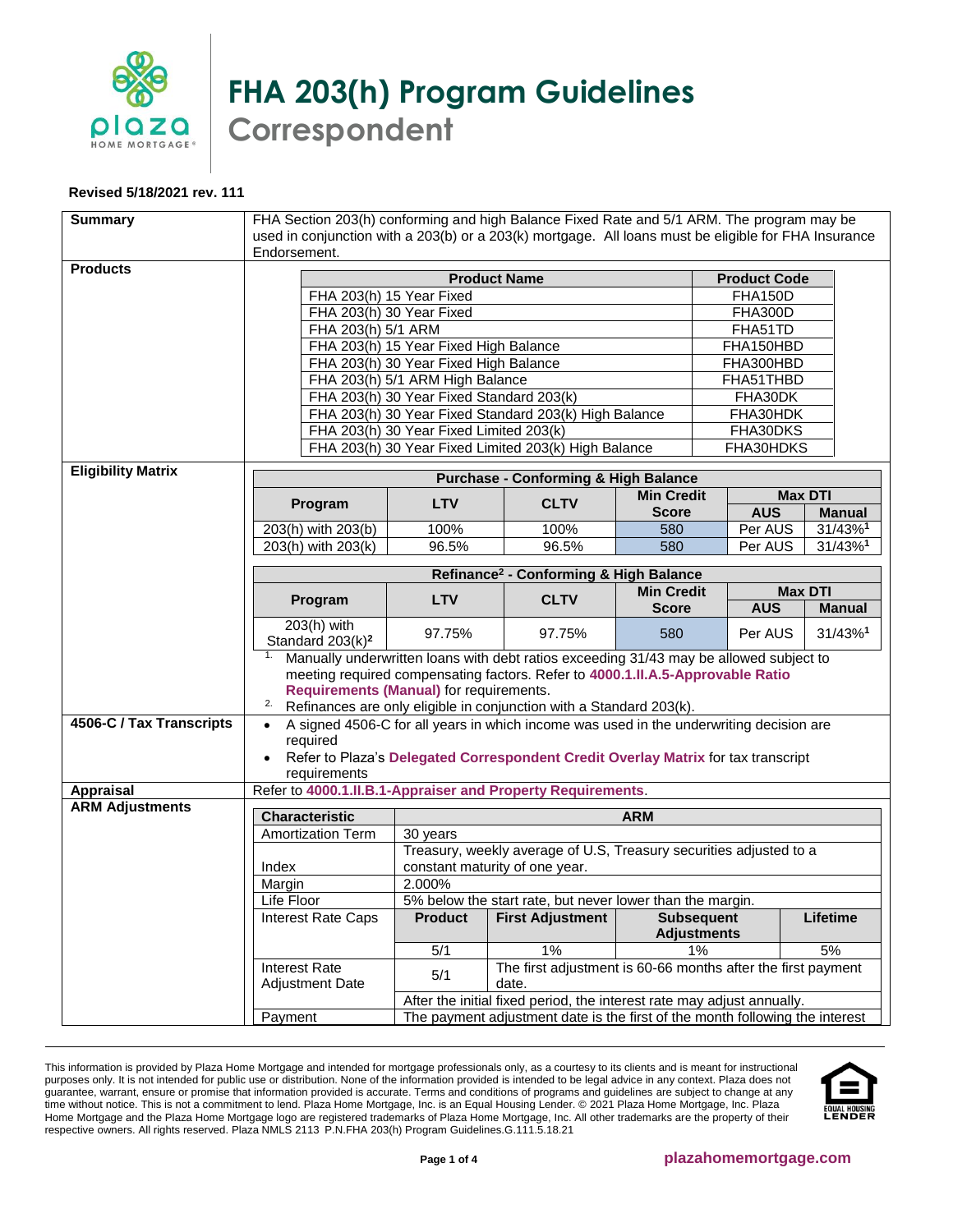# FHA 203(h) Program Guidelines

## Correspondent

**Revised 5/18/2021 rev. 111**

**Summary**

FHA Section 203(h) conforming and high Balance Fixed Rate and 5/1 ARM. The program may be used in conjunction with a 203(b) or a 203(k) mortgage. All loans must be eligible for FHA Insurance Endorsement.

**Products**

| Product Name | Product Code |
|---|---|
| FHA 203(h) 15 Year Fixed | FHA150D |
| FHA 203(h) 30 Year Fixed | FHA300D |
| FHA 203(h) 5/1 ARM | FHA51TD |
| FHA 203(h) 15 Year Fixed High Balance | FHA150HBD |
| FHA 203(h) 30 Year Fixed High Balance | FHA300HBD |
| FHA 203(h) 5/1 ARM High Balance | FHA51THBD |
| FHA 203(h) 30 Year Fixed Standard 203(k) | FHA30DK |
| FHA 203(h) 30 Year Fixed Standard 203(k) High Balance | FHA30HDK |
| FHA 203(h) 30 Year Fixed Limited 203(k) | FHA30DKS |
| FHA 203(h) 30 Year Fixed Limited 203(k) High Balance | FHA30HDKS |

**Eligibility Matrix**

**Purchase - Conforming & High Balance**

| Program | LTV | CLTV | Min Credit Score | Max DTI | |
|---|---|---|---|---|---|
| | | | | AUS | Manual |
| 203(h) with 203(b) | 100% | 100% | 580 | Per AUS | 31/43%[1] |
| 203(h) with 203(k) | 96.5% | 96.5% | 580 | Per AUS | 31/43%[1] |

**Refinance[2] - Conforming & High Balance**

| Program | LTV | CLTV | Min Credit Score | Max DTI | |
|---|---|---|---|---|---|
| | | | | AUS | Manual |
| 203(h) with Standard 203(k)[2] | 97.75% | 97.75% | 580 | Per AUS | 31/43%[1] |

1. Manually underwritten loans with debt ratios exceeding 31/43 may be allowed subject to meeting required compensating factors. Refer to **4000.1.II.A.5-Approvable Ratio Requirements (Manual)** for requirements.
2. Refinances are only eligible in conjunction with a Standard 203(k).

**4506-C / Tax Transcripts**

- A signed 4506-C for all years in which income was used in the underwriting decision are required
- Refer to Plaza's **Delegated Correspondent Credit Overlay Matrix** for tax transcript requirements

**Appraisal**

Refer to **4000.1.II.B.1-Appraiser and Property Requirements**.

**ARM Adjustments**

| Characteristic | ARM | | | |
|---|---|---|---|---|
| Amortization Term | 30 years | | | |
| Index | Treasury, weekly average of U.S, Treasury securities adjusted to a constant maturity of one year. | | | |
| Margin | 2.000% | | | |
| Life Floor | 5% below the start rate, but never lower than the margin. | | | |
| Interest Rate Caps | **Product** | **First Adjustment** | **Subsequent Adjustments** | **Lifetime** |
| | 5/1 | 1% | 1% | 5% |
| Interest Rate Adjustment Date | 5/1 | The first adjustment is 60-66 months after the first payment date. | | |
| | After the initial fixed period, the interest rate may adjust annually. | | | |
| Payment | The payment adjustment date is the first of the month following the interest | | | |

This information is provided by Plaza Home Mortgage and intended for mortgage professionals only, as a courtesy to its clients and is meant for instructional purposes only. It is not intended for public use or distribution. None of the information provided is intended to be legal advice in any context. Plaza does not guarantee, warrant, ensure or promise that information provided is accurate. Terms and conditions of programs and guidelines are subject to change at any time without notice. This is not a commitment to lend. Plaza Home Mortgage, Inc. is an Equal Housing Lender. © 2021 Plaza Home Mortgage, Inc. Plaza Home Mortgage and the Plaza Home Mortgage logo are registered trademarks of Plaza Home Mortgage, Inc. All other trademarks are the property of their respective owners. All rights reserved. Plaza NMLS 2113 P.N.FHA 203(h) Program Guidelines.G.111.5.18.21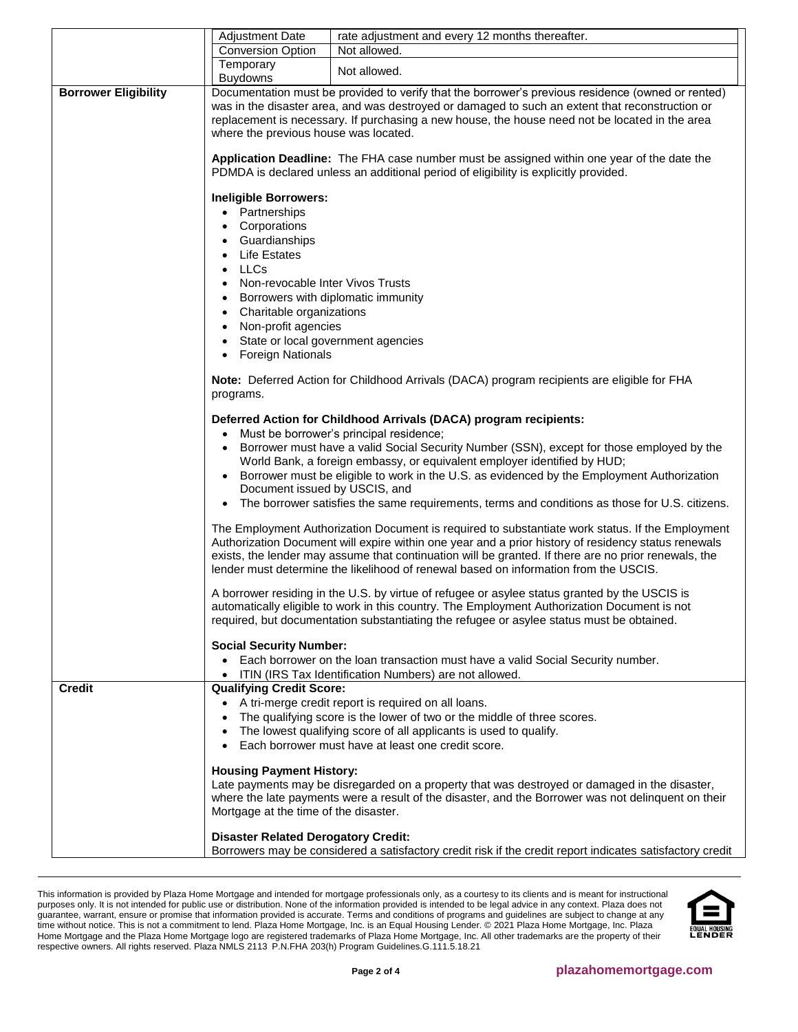| | | |
|---|---|---|
| | Adjustment Date | rate adjustment and every 12 months thereafter. |
| | Conversion Option | Not allowed. |
| | Temporary Buydowns | Not allowed. |
| **Borrower Eligibility** | Documentation must be provided to verify that the borrower's previous residence (owned or rented) was in the disaster area, and was destroyed or damaged to such an extent that reconstruction or replacement is necessary. If purchasing a new house, the house need not be located in the area where the previous house was located.<br><br>**Application Deadline:** The FHA case number must be assigned within one year of the date the PDMDA is declared unless an additional period of eligibility is explicitly provided.<br><br>**Ineligible Borrowers:**<br>• Partnerships<br>• Corporations<br>• Guardianships<br>• Life Estates<br>• LLCs<br>• Non-revocable Inter Vivos Trusts<br>• Borrowers with diplomatic immunity<br>• Charitable organizations<br>• Non-profit agencies<br>• State or local government agencies<br>• Foreign Nationals<br><br>**Note:** Deferred Action for Childhood Arrivals (DACA) program recipients are eligible for FHA programs.<br><br>**Deferred Action for Childhood Arrivals (DACA) program recipients:**<br>• Must be borrower's principal residence;<br>• Borrower must have a valid Social Security Number (SSN), except for those employed by the World Bank, a foreign embassy, or equivalent employer identified by HUD;<br>• Borrower must be eligible to work in the U.S. as evidenced by the Employment Authorization Document issued by USCIS, and<br>• The borrower satisfies the same requirements, terms and conditions as those for U.S. citizens.<br><br>The Employment Authorization Document is required to substantiate work status. If the Employment Authorization Document will expire within one year and a prior history of residency status renewals exists, the lender may assume that continuation will be granted. If there are no prior renewals, the lender must determine the likelihood of renewal based on information from the USCIS.<br><br>A borrower residing in the U.S. by virtue of refugee or asylee status granted by the USCIS is automatically eligible to work in this country. The Employment Authorization Document is not required, but documentation substantiating the refugee or asylee status must be obtained.<br><br>**Social Security Number:**<br>• Each borrower on the loan transaction must have a valid Social Security number.<br>• ITIN (IRS Tax Identification Numbers) are not allowed. | |
| **Credit** | **Qualifying Credit Score:**<br>• A tri-merge credit report is required on all loans.<br>• The qualifying score is the lower of two or the middle of three scores.<br>• The lowest qualifying score of all applicants is used to qualify.<br>• Each borrower must have at least one credit score.<br><br>**Housing Payment History:**<br>Late payments may be disregarded on a property that was destroyed or damaged in the disaster, where the late payments were a result of the disaster, and the Borrower was not delinquent on their Mortgage at the time of the disaster.<br><br>**Disaster Related Derogatory Credit:**<br>Borrowers may be considered a satisfactory credit risk if the credit report indicates satisfactory credit | |

This information is provided by Plaza Home Mortgage and intended for mortgage professionals only, as a courtesy to its clients and is meant for instructional purposes only. It is not intended for public use or distribution. None of the information provided is intended to be legal advice in any context. Plaza does not guarantee, warrant, ensure or promise that information provided is accurate. Terms and conditions of programs and guidelines are subject to change at any time without notice. This is not a commitment to lend. Plaza Home Mortgage, Inc. is an Equal Housing Lender. © 2021 Plaza Home Mortgage, Inc. Plaza Home Mortgage and the Plaza Home Mortgage logo are registered trademarks of Plaza Home Mortgage, Inc. All other trademarks are the property of their respective owners. All rights reserved. Plaza NMLS 2113 P.N.FHA 203(h) Program Guidelines.G.111.5.18.21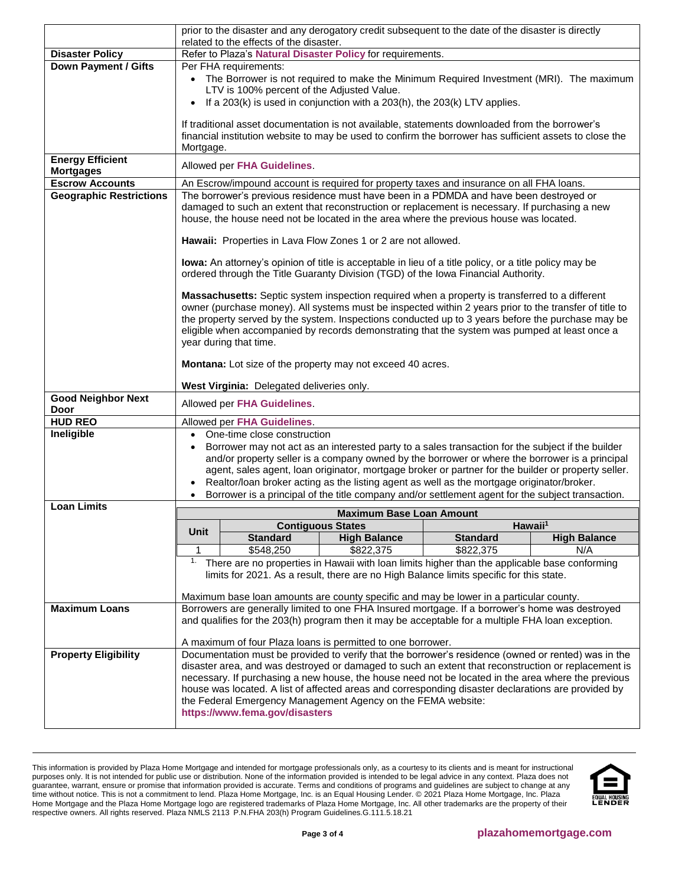| | |
|---|---|
| | prior to the disaster and any derogatory credit subsequent to the date of the disaster is directly related to the effects of the disaster. |
| **Disaster Policy** | Refer to Plaza's **Natural Disaster Policy** for requirements. |
| **Down Payment / Gifts** | Per FHA requirements:<br>• The Borrower is not required to make the Minimum Required Investment (MRI). The maximum LTV is 100% percent of the Adjusted Value.<br>• If a 203(k) is used in conjunction with a 203(h), the 203(k) LTV applies.<br><br>If traditional asset documentation is not available, statements downloaded from the borrower's financial institution website to may be used to confirm the borrower has sufficient assets to close the Mortgage. |
| **Energy Efficient Mortgages** | Allowed per **FHA Guidelines**. |
| **Escrow Accounts** | An Escrow/impound account is required for property taxes and insurance on all FHA loans. |
| **Geographic Restrictions** | The borrower's previous residence must have been in a PDMDA and have been destroyed or damaged to such an extent that reconstruction or replacement is necessary. If purchasing a new house, the house need not be located in the area where the previous house was located.<br><br>**Hawaii:** Properties in Lava Flow Zones 1 or 2 are not allowed.<br><br>**Iowa:** An attorney's opinion of title is acceptable in lieu of a title policy, or a title policy may be ordered through the Title Guaranty Division (TGD) of the Iowa Financial Authority.<br><br>**Massachusetts:** Septic system inspection required when a property is transferred to a different owner (purchase money). All systems must be inspected within 2 years prior to the transfer of title to the property served by the system. Inspections conducted up to 3 years before the purchase may be eligible when accompanied by records demonstrating that the system was pumped at least once a year during that time.<br><br>**Montana:** Lot size of the property may not exceed 40 acres.<br><br>**West Virginia:** Delegated deliveries only. |
| **Good Neighbor Next Door** | Allowed per **FHA Guidelines**. |
| **HUD REO** | Allowed per **FHA Guidelines**. |
| **Ineligible** | • One-time close construction<br>• Borrower may not act as an interested party to a sales transaction for the subject if the builder and/or property seller is a company owned by the borrower or where the borrower is a principal agent, sales agent, loan originator, mortgage broker or partner for the builder or property seller.<br>• Realtor/loan broker acting as the listing agent as well as the mortgage originator/broker.<br>• Borrower is a principal of the title company and/or settlement agent for the subject transaction. |
| **Loan Limits** | (see table below) |

**Maximum Base Loan Amount**

| Unit | Contiguous States | | Hawaii[1] | |
|---|---|---|---|---|
| | **Standard** | **High Balance** | **Standard** | **High Balance** |
| 1 | $548,250 | $822,375 | $822,375 | N/A |

[1] There are no properties in Hawaii with loan limits higher than the applicable base conforming limits for 2021. As a result, there are no High Balance limits specific for this state.

Maximum base loan amounts are county specific and may be lower in a particular county.

| | |
|---|---|
| **Maximum Loans** | Borrowers are generally limited to one FHA Insured mortgage. If a borrower's home was destroyed and qualifies for the 203(h) program then it may be acceptable for a multiple FHA loan exception.<br><br>A maximum of four Plaza loans is permitted to one borrower. |
| **Property Eligibility** | Documentation must be provided to verify that the borrower's residence (owned or rented) was in the disaster area, and was destroyed or damaged to such an extent that reconstruction or replacement is necessary. If purchasing a new house, the house need not be located in the area where the previous house was located. A list of affected areas and corresponding disaster declarations are provided by the Federal Emergency Management Agency on the FEMA website: **https://www.fema.gov/disasters** |

This information is provided by Plaza Home Mortgage and intended for mortgage professionals only, as a courtesy to its clients and is meant for instructional purposes only. It is not intended for public use or distribution. None of the information provided is intended to be legal advice in any context. Plaza does not guarantee, warrant, ensure or promise that information provided is accurate. Terms and conditions of programs and guidelines are subject to change at any time without notice. This is not a commitment to lend. Plaza Home Mortgage, Inc. is an Equal Housing Lender. © 2021 Plaza Home Mortgage, Inc. Plaza Home Mortgage and the Plaza Home Mortgage logo are registered trademarks of Plaza Home Mortgage, Inc. All other trademarks are the property of their respective owners. All rights reserved. Plaza NMLS 2113 P.N.FHA 203(h) Program Guidelines.G.111.5.18.21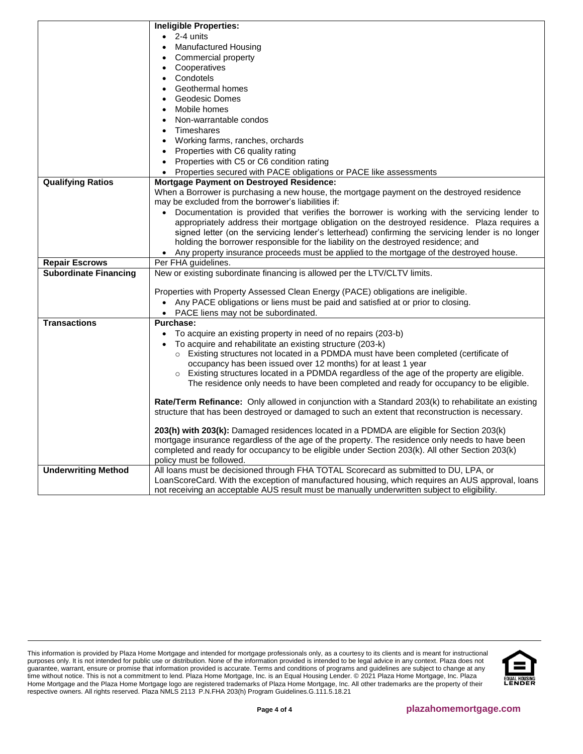| | |
|---|---|
| | **Ineligible Properties:**<br>• 2-4 units<br>• Manufactured Housing<br>• Commercial property<br>• Cooperatives<br>• Condotels<br>• Geothermal homes<br>• Geodesic Domes<br>• Mobile homes<br>• Non-warrantable condos<br>• Timeshares<br>• Working farms, ranches, orchards<br>• Properties with C6 quality rating<br>• Properties with C5 or C6 condition rating<br>• Properties secured with PACE obligations or PACE like assessments |
| **Qualifying Ratios** | **Mortgage Payment on Destroyed Residence:**<br>When a Borrower is purchasing a new house, the mortgage payment on the destroyed residence may be excluded from the borrower's liabilities if:<br>• Documentation is provided that verifies the borrower is working with the servicing lender to appropriately address their mortgage obligation on the destroyed residence. Plaza requires a signed letter (on the servicing lender's letterhead) confirming the servicing lender is no longer holding the borrower responsible for the liability on the destroyed residence; and<br>• Any property insurance proceeds must be applied to the mortgage of the destroyed house. |
| **Repair Escrows** | Per FHA guidelines. |
| **Subordinate Financing** | New or existing subordinate financing is allowed per the LTV/CLTV limits.<br><br>Properties with Property Assessed Clean Energy (PACE) obligations are ineligible.<br>• Any PACE obligations or liens must be paid and satisfied at or prior to closing.<br>• PACE liens may not be subordinated. |
| **Transactions** | **Purchase:**<br>• To acquire an existing property in need of no repairs (203-b)<br>• To acquire and rehabilitate an existing structure (203-k)<br>  ○ Existing structures not located in a PDMDA must have been completed (certificate of occupancy has been issued over 12 months) for at least 1 year<br>  ○ Existing structures located in a PDMDA regardless of the age of the property are eligible. The residence only needs to have been completed and ready for occupancy to be eligible.<br><br>**Rate/Term Refinance:** Only allowed in conjunction with a Standard 203(k) to rehabilitate an existing structure that has been destroyed or damaged to such an extent that reconstruction is necessary.<br><br>**203(h) with 203(k):** Damaged residences located in a PDMDA are eligible for Section 203(k) mortgage insurance regardless of the age of the property. The residence only needs to have been completed and ready for occupancy to be eligible under Section 203(k). All other Section 203(k) policy must be followed. |
| **Underwriting Method** | All loans must be decisioned through FHA TOTAL Scorecard as submitted to DU, LPA, or LoanScoreCard. With the exception of manufactured housing, which requires an AUS approval, loans not receiving an acceptable AUS result must be manually underwritten subject to eligibility. |

This information is provided by Plaza Home Mortgage and intended for mortgage professionals only, as a courtesy to its clients and is meant for instructional purposes only. It is not intended for public use or distribution. None of the information provided is intended to be legal advice in any context. Plaza does not guarantee, warrant, ensure or promise that information provided is accurate. Terms and conditions of programs and guidelines are subject to change at any time without notice. This is not a commitment to lend. Plaza Home Mortgage, Inc. is an Equal Housing Lender. © 2021 Plaza Home Mortgage, Inc. Plaza Home Mortgage and the Plaza Home Mortgage logo are registered trademarks of Plaza Home Mortgage, Inc. All other trademarks are the property of their respective owners. All rights reserved. Plaza NMLS 2113 P.N.FHA 203(h) Program Guidelines.G.111.5.18.21

plazahomemortgage.com